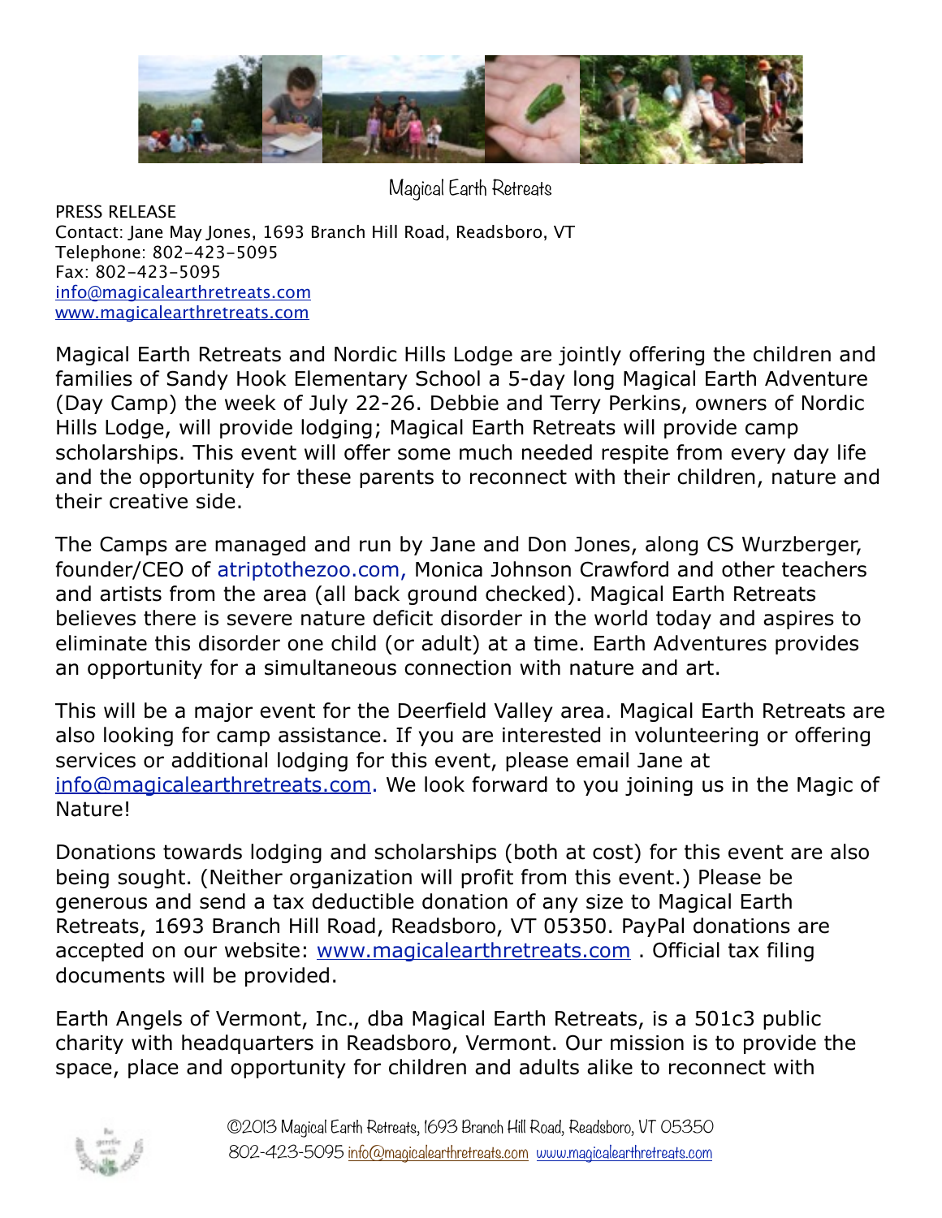Magical Earth Retreats

PRESS RELEASE
Contact: Jane May Jones, 1693 Branch Hill Road, Readsboro, VT
Telephone: 802-423-5095
Fax: 802-423-5095
info@magicalearthretreats.com
www.magicalearthretreats.com

Magical Earth Retreats and Nordic Hills Lodge are jointly offering the children and families of Sandy Hook Elementary School a 5-day long Magical Earth Adventure (Day Camp) the week of July 22-26. Debbie and Terry Perkins, owners of Nordic Hills Lodge, will provide lodging; Magical Earth Retreats will provide camp scholarships. This event will offer some much needed respite from every day life and the opportunity for these parents to reconnect with their children, nature and their creative side.

The Camps are managed and run by Jane and Don Jones, along CS Wurzberger, founder/CEO of atriptothezoo.com, Monica Johnson Crawford and other teachers and artists from the area (all back ground checked). Magical Earth Retreats believes there is severe nature deficit disorder in the world today and aspires to eliminate this disorder one child (or adult) at a time. Earth Adventures provides an opportunity for a simultaneous connection with nature and art.

This will be a major event for the Deerfield Valley area. Magical Earth Retreats are also looking for camp assistance. If you are interested in volunteering or offering services or additional lodging for this event, please email Jane at info@magicalearthretreats.com. We look forward to you joining us in the Magic of Nature!

Donations towards lodging and scholarships (both at cost) for this event are also being sought. (Neither organization will profit from this event.) Please be generous and send a tax deductible donation of any size to Magical Earth Retreats, 1693 Branch Hill Road, Readsboro, VT 05350. PayPal donations are accepted on our website: www.magicalearthretreats.com . Official tax filing documents will be provided.

Earth Angels of Vermont, Inc., dba Magical Earth Retreats, is a 501c3 public charity with headquarters in Readsboro, Vermont. Our mission is to provide the space, place and opportunity for children and adults alike to reconnect with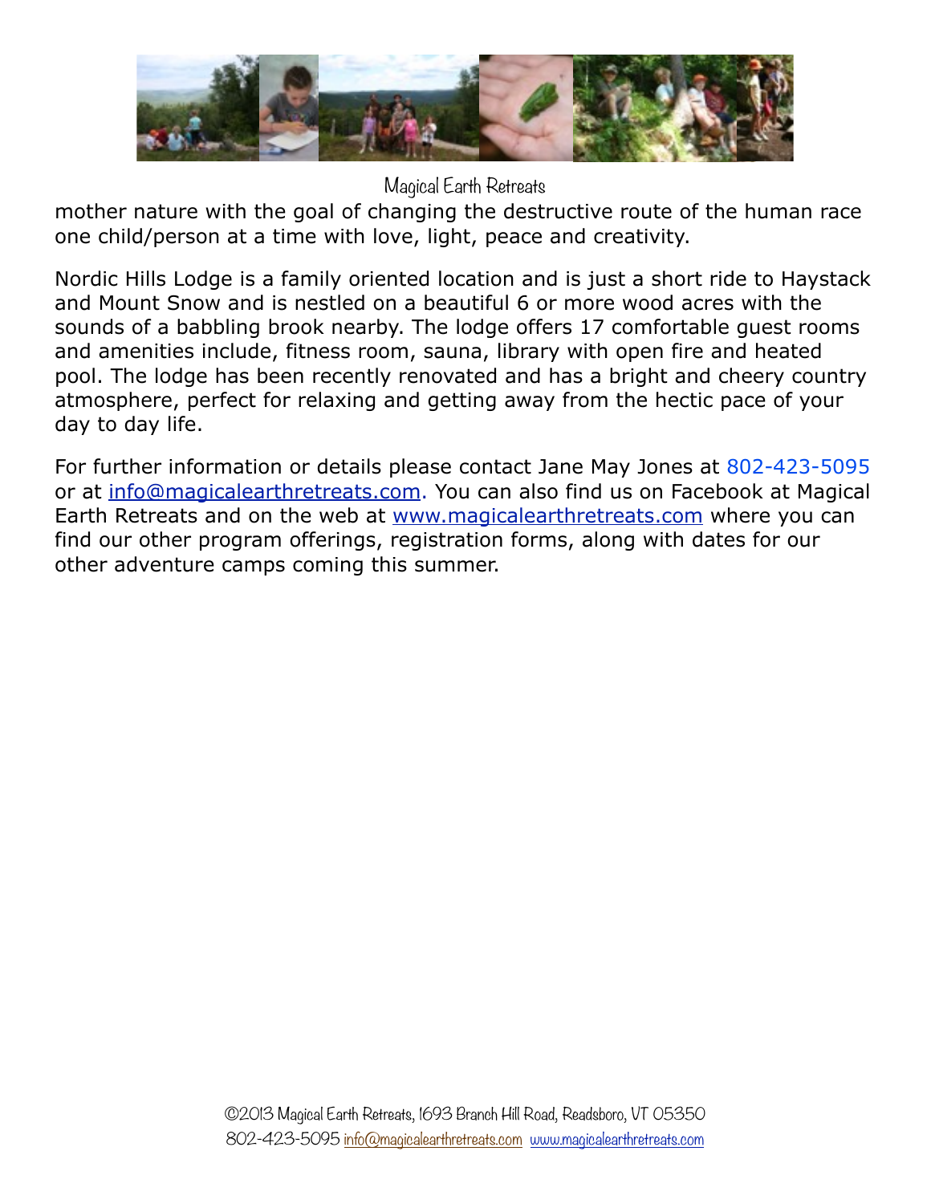mother nature with the goal of changing the destructive route of the human race one child/person at a time with love, light, peace and creativity.

Nordic Hills Lodge is a family oriented location and is just a short ride to Haystack and Mount Snow and is nestled on a beautiful 6 or more wood acres with the sounds of a babbling brook nearby. The lodge offers 17 comfortable guest rooms and amenities include, fitness room, sauna, library with open fire and heated pool. The lodge has been recently renovated and has a bright and cheery country atmosphere, perfect for relaxing and getting away from the hectic pace of your day to day life.

For further information or details please contact Jane May Jones at 802-423-5095 or at info@magicalearthretreats.com. You can also find us on Facebook at Magical Earth Retreats and on the web at www.magicalearthretreats.com where you can find our other program offerings, registration forms, along with dates for our other adventure camps coming this summer.

©2013 Magical Earth Retreats, 1693 Branch Hill Road, Readsboro, VT 05350
802-423-5095 info@magicalearthretreats.com www.magicalearthretreats.com